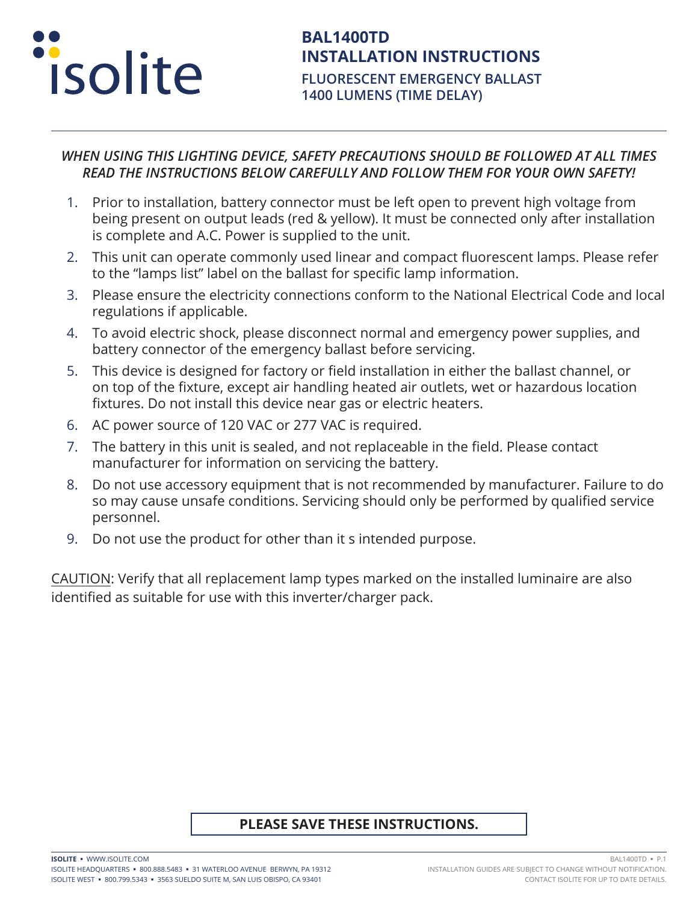isolite

# BAL1400TD INSTALLATION INSTRUCTIONS

## FLUORESCENT EMERGENCY BALLAST 1400 LUMENS (TIME DELAY)

***WHEN USING THIS LIGHTING DEVICE, SAFETY PRECAUTIONS SHOULD BE FOLLOWED AT ALL TIMES READ THE INSTRUCTIONS BELOW CAREFULLY AND FOLLOW THEM FOR YOUR OWN SAFETY!***

1. Prior to installation, battery connector must be left open to prevent high voltage from being present on output leads (red & yellow). It must be connected only after installation is complete and A.C. Power is supplied to the unit.
2. This unit can operate commonly used linear and compact fluorescent lamps. Please refer to the "lamps list" label on the ballast for specific lamp information.
3. Please ensure the electricity connections conform to the National Electrical Code and local regulations if applicable.
4. To avoid electric shock, please disconnect normal and emergency power supplies, and battery connector of the emergency ballast before servicing.
5. This device is designed for factory or field installation in either the ballast channel, or on top of the fixture, except air handling heated air outlets, wet or hazardous location fixtures. Do not install this device near gas or electric heaters.
6. AC power source of 120 VAC or 277 VAC is required.
7. The battery in this unit is sealed, and not replaceable in the field. Please contact manufacturer for information on servicing the battery.
8. Do not use accessory equipment that is not recommended by manufacturer. Failure to do so may cause unsafe conditions. Servicing should only be performed by qualified service personnel.
9. Do not use the product for other than it s intended purpose.

CAUTION: Verify that all replacement lamp types marked on the installed luminaire are also identified as suitable for use with this inverter/charger pack.

**PLEASE SAVE THESE INSTRUCTIONS.**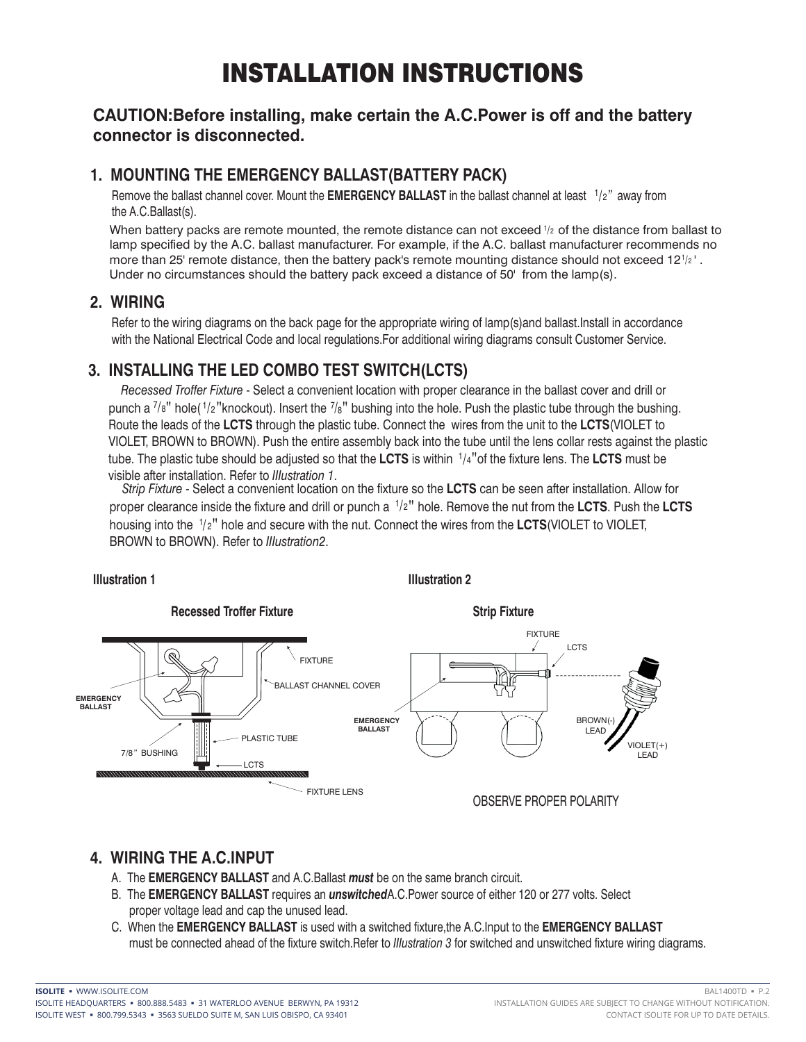# INSTALLATION INSTRUCTIONS

**CAUTION:Before installing, make certain the A.C.Power is off and the battery connector is disconnected.**

## 1. MOUNTING THE EMERGENCY BALLAST(BATTERY PACK)

Remove the ballast channel cover. Mount the **EMERGENCY BALLAST** in the ballast channel at least 1/2" away from the A.C.Ballast(s).

When battery packs are remote mounted, the remote distance can not exceed 1/2 of the distance from ballast to lamp specified by the A.C. ballast manufacturer. For example, if the A.C. ballast manufacturer recommends no more than 25' remote distance, then the battery pack's remote mounting distance should not exceed 12 1/2'. Under no circumstances should the battery pack exceed a distance of 50' from the lamp(s).

## 2. WIRING

Refer to the wiring diagrams on the back page for the appropriate wiring of lamp(s)and ballast.Install in accordance with the National Electrical Code and local regulations.For additional wiring diagrams consult Customer Service.

## 3. INSTALLING THE LED COMBO TEST SWITCH(LCTS)

*Recessed Troffer Fixture* - Select a convenient location with proper clearance in the ballast cover and drill or punch a 7/8" hole(1/2"knockout). Insert the 7/8" bushing into the hole. Push the plastic tube through the bushing. Route the leads of the **LCTS** through the plastic tube. Connect the wires from the unit to the **LCTS**(VIOLET to VIOLET, BROWN to BROWN). Push the entire assembly back into the tube until the lens collar rests against the plastic tube. The plastic tube should be adjusted so that the **LCTS** is within 1/4"of the fixture lens. The **LCTS** must be visible after installation. Refer to *Illustration 1*.

*Strip Fixture* - Select a convenient location on the fixture so the **LCTS** can be seen after installation. Allow for proper clearance inside the fixture and drill or punch a 1/2" hole. Remove the nut from the **LCTS**. Push the **LCTS** housing into the 1/2" hole and secure with the nut. Connect the wires from the **LCTS**(VIOLET to VIOLET, BROWN to BROWN). Refer to *Illustration2*.

**Illustration 1**

**Recessed Troffer Fixture**

FIXTURE
BALLAST CHANNEL COVER
EMERGENCY BALLAST
PLASTIC TUBE
7/8" BUSHING
LCTS
FIXTURE LENS

**Illustration 2**

**Strip Fixture**

FIXTURE
LCTS
EMERGENCY BALLAST
BROWN(-) LEAD
VIOLET(+) LEAD

OBSERVE PROPER POLARITY

## 4. WIRING THE A.C.INPUT

A. The **EMERGENCY BALLAST** and A.C.Ballast ***must*** be on the same branch circuit.

B. The **EMERGENCY BALLAST** requires an ***unswitched***A.C.Power source of either 120 or 277 volts. Select proper voltage lead and cap the unused lead.

C. When the **EMERGENCY BALLAST** is used with a switched fixture,the A.C.Input to the **EMERGENCY BALLAST** must be connected ahead of the fixture switch.Refer to *Illustration 3* for switched and unswitched fixture wiring diagrams.

**ISOLITE** ▪ WWW.ISOLITE.COM
ISOLITE HEADQUARTERS ▪ 800.888.5483 ▪ 31 WATERLOO AVENUE BERWYN, PA 19312
ISOLITE WEST ▪ 800.799.5343 ▪ 3563 SUELDO SUITE M, SAN LUIS OBISPO, CA 93401

INSTALLATION GUIDES ARE SUBJECT TO CHANGE WITHOUT NOTIFICATION. CONTACT ISOLITE FOR UP TO DATE DETAILS.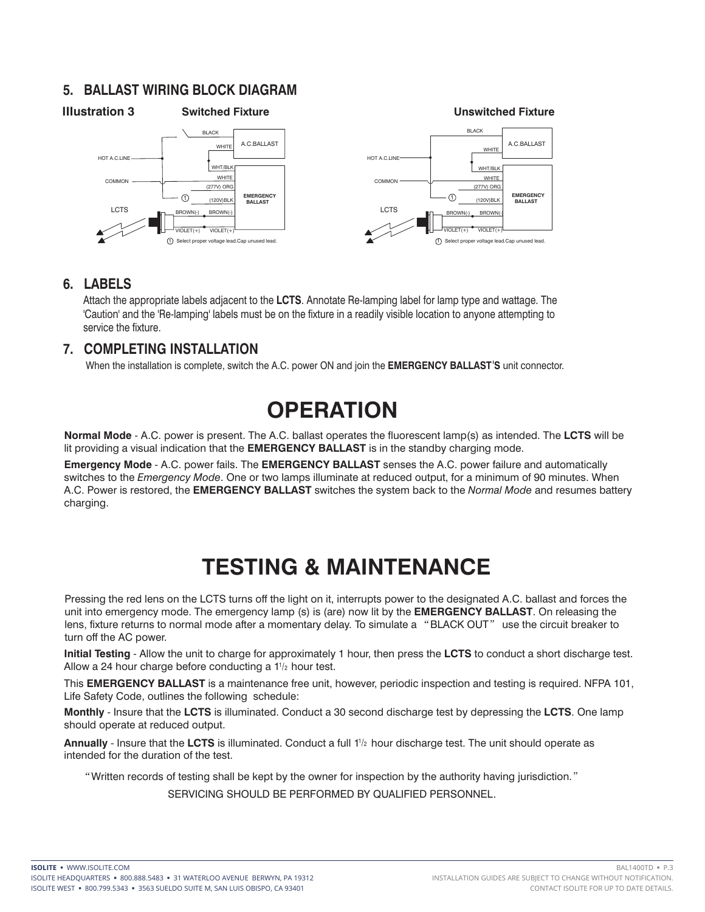## 5. BALLAST WIRING BLOCK DIAGRAM

**Illustration 3** **Switched Fixture** **Unswitched Fixture**

BLACK
A.C.BALLAST
WHITE
HOT A.C.LINE
WHT/BLK
WHITE
COMMON
(277V) ORG
EMERGENCY BALLAST
(120V)BLK
LCTS
BROWN(-) BROWN(-)
VIOLET(+) VIOLET(+)
1 Select proper voltage lead.Cap unused lead.

## 6. LABELS

Attach the appropriate labels adjacent to the **LCTS**. Annotate Re-lamping label for lamp type and wattage. The 'Caution' and the 'Re-lamping' labels must be on the fixture in a readily visible location to anyone attempting to service the fixture.

## 7. COMPLETING INSTALLATION

When the installation is complete, switch the A.C. power ON and join the **EMERGENCY BALLAST'S** unit connector.

# OPERATION

**Normal Mode** - A.C. power is present. The A.C. ballast operates the fluorescent lamp(s) as intended. The **LCTS** will be lit providing a visual indication that the **EMERGENCY BALLAST** is in the standby charging mode.

**Emergency Mode** - A.C. power fails. The **EMERGENCY BALLAST** senses the A.C. power failure and automatically switches to the *Emergency Mode*. One or two lamps illuminate at reduced output, for a minimum of 90 minutes. When A.C. Power is restored, the **EMERGENCY BALLAST** switches the system back to the *Normal Mode* and resumes battery charging.

# TESTING & MAINTENANCE

Pressing the red lens on the LCTS turns off the light on it, interrupts power to the designated A.C. ballast and forces the unit into emergency mode. The emergency lamp (s) is (are) now lit by the **EMERGENCY BALLAST**. On releasing the lens, fixture returns to normal mode after a momentary delay. To simulate a "BLACK OUT" use the circuit breaker to turn off the AC power.

**Initial Testing** - Allow the unit to charge for approximately 1 hour, then press the **LCTS** to conduct a short discharge test. Allow a 24 hour charge before conducting a 1 1/2 hour test.

This **EMERGENCY BALLAST** is a maintenance free unit, however, periodic inspection and testing is required. NFPA 101, Life Safety Code, outlines the following schedule:

**Monthly** - Insure that the **LCTS** is illuminated. Conduct a 30 second discharge test by depressing the **LCTS**. One lamp should operate at reduced output.

**Annually** - Insure that the **LCTS** is illuminated. Conduct a full 1 1/2 hour discharge test. The unit should operate as intended for the duration of the test.

"Written records of testing shall be kept by the owner for inspection by the authority having jurisdiction."

SERVICING SHOULD BE PERFORMED BY QUALIFIED PERSONNEL.

**ISOLITE** ▪ WWW.ISOLITE.COM
ISOLITE HEADQUARTERS ▪ 800.888.5483 ▪ 31 WATERLOO AVENUE BERWYN, PA 19312
ISOLITE WEST ▪ 800.799.5343 ▪ 3563 SUELDO SUITE M, SAN LUIS OBISPO, CA 93401

INSTALLATION GUIDES ARE SUBJECT TO CHANGE WITHOUT NOTIFICATION.
CONTACT ISOLITE FOR UP TO DATE DETAILS.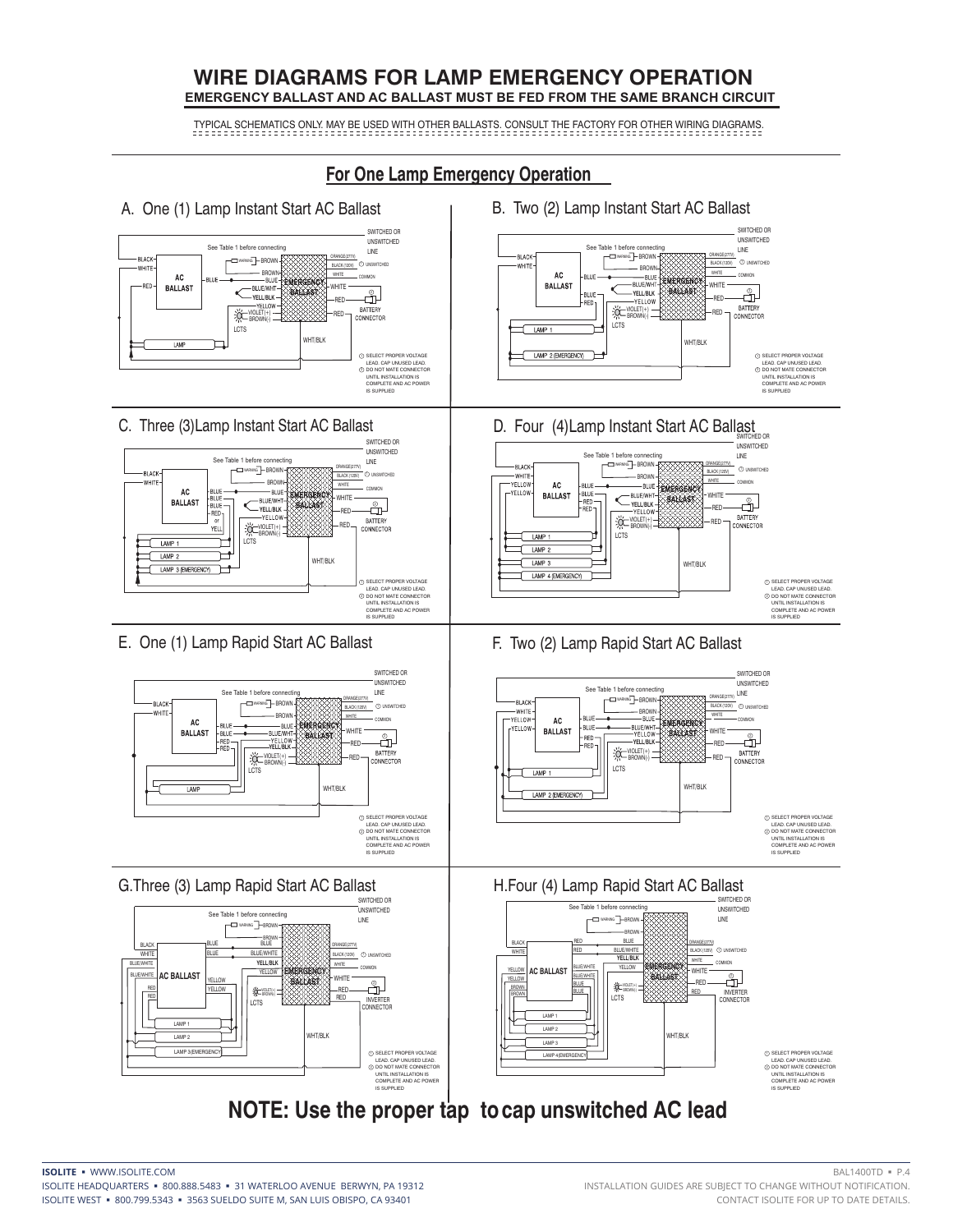# WIRE DIAGRAMS FOR LAMP EMERGENCY OPERATION

**EMERGENCY BALLAST AND AC BALLAST MUST BE FED FROM THE SAME BRANCH CIRCUIT**

TYPICAL SCHEMATICS ONLY. MAY BE USED WITH OTHER BALLASTS. CONSULT THE FACTORY FOR OTHER WIRING DIAGRAMS.

## For One Lamp Emergency Operation

### A. One (1) Lamp Instant Start AC Ballast

### B. Two (2) Lamp Instant Start AC Ballast

### C. Three (3)Lamp Instant Start AC Ballast

### D. Four (4)Lamp Instant Start AC Ballast

### E. One (1) Lamp Rapid Start AC Ballast

### F. Two (2) Lamp Rapid Start AC Ballast

### G.Three (3) Lamp Rapid Start AC Ballast

### H.Four (4) Lamp Rapid Start AC Ballast

1. SELECT PROPER VOLTAGE LEAD. CAP UNUSED LEAD.
2. DO NOT MATE CONNECTOR UNTIL INSTALLATION IS COMPLETE AND AC POWER IS SUPPLIED

## NOTE: Use the proper tap to cap unswitched AC lead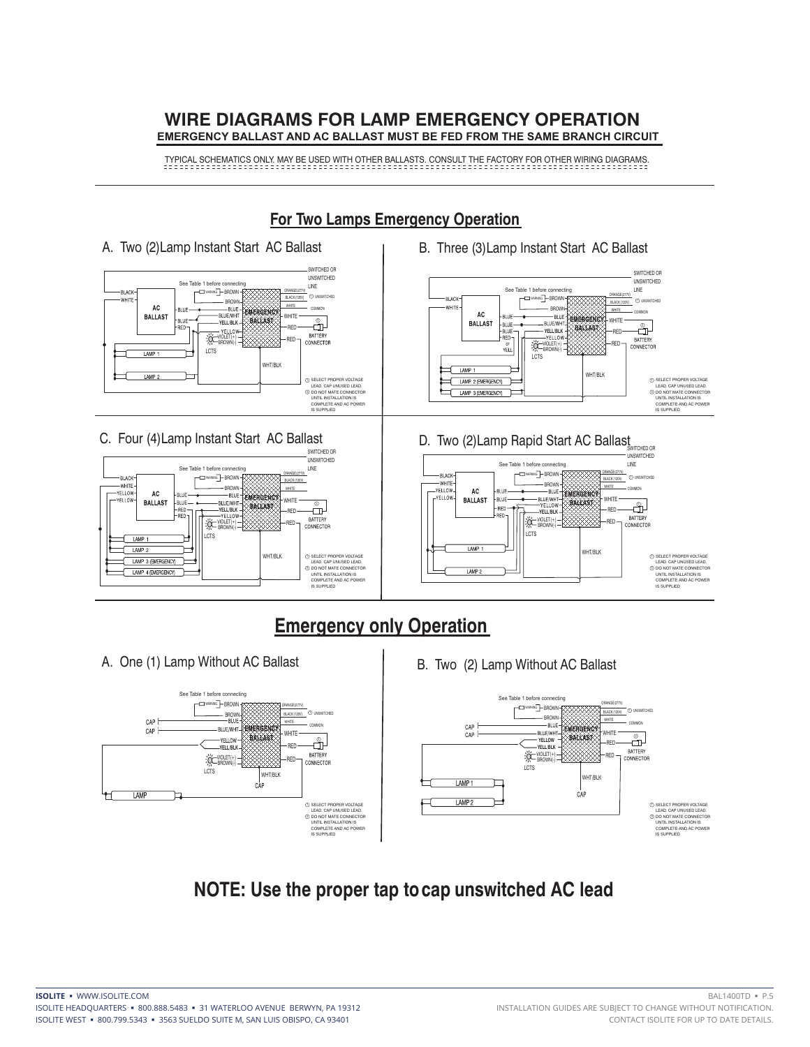# WIRE DIAGRAMS FOR LAMP EMERGENCY OPERATION

**EMERGENCY BALLAST AND AC BALLAST MUST BE FED FROM THE SAME BRANCH CIRCUIT**

TYPICAL SCHEMATICS ONLY. MAY BE USED WITH OTHER BALLASTS. CONSULT THE FACTORY FOR OTHER WIRING DIAGRAMS.

## For Two Lamps Emergency Operation

### A. Two (2)Lamp Instant Start AC Ballast

SWITCHED OR UNSWITCHED LINE

See Table 1 before connecting

BLACK, WHITE, AC BALLAST, BLUE, BLUE, RED, WARNING, BROWN, BROWN, BLUE, BLUE/WHT, YELL/BLK, YELLOW, VIOLET(+), BROWN(-), LCTS, EMERGENCY BALLAST, ORANGE(277V), BLACK(120V), ① UNSWITCHED, WHITE, COMMON, WHITE, RED, RED, ②, BATTERY CONNECTOR, WHT/BLK, LAMP 1, LAMP 2

① SELECT PROPER VOLTAGE LEAD. CAP UNUSED LEAD.
② DO NOT MATE CONNECTOR UNTIL INSTALLATION IS COMPLETE AND AC POWER IS SUPPLIED

### B. Three (3)Lamp Instant Start AC Ballast

SWITCHED OR UNSWITCHED LINE

See Table 1 before connecting

BLACK, WHITE, AC BALLAST, BLUE, BLUE, BLUE, RED or YELL, WARNING, BROWN, BROWN, BLUE, BLUE/WHT, YELL/BLK, YELLOW, VIOLET(+), BROWN(-), LCTS, EMERGENCY BALLAST, ORANGE(277V), BLACK(120V), ① UNSWITCHED, WHITE, COMMON, WHITE, RED, RED, ②, BATTERY CONNECTOR, WHT/BLK, LAMP 1, LAMP 2 (EMERGENCY), LAMP 3 (EMERGENCY)

① SELECT PROPER VOLTAGE LEAD. CAP UNUSED LEAD.
② DO NOT MATE CONNECTOR UNTIL INSTALLATION IS COMPLETE AND AC POWER IS SUPPLIED

### C. Four (4)Lamp Instant Start AC Ballast

SWITCHED OR UNSWITCHED LINE

See Table 1 before connecting

BLACK, WHITE, YELLOW, YELLOW, AC BALLAST, BLUE, BLUE, RED, RED, WARNING, BROWN, BROWN, BLUE, BLUE/WHT, YELL/BLK, YELLOW, VIOLET(+), BROWN(-), LCTS, EMERGENCY BALLAST, ORANGE(277V), BLACK(120V), WHITE, WHITE, RED, RED, ②, BATTERY CONNECTOR, WHT/BLK, LAMP 1, LAMP 2, LAMP 3 (EMERGENCY), LAMP 4 (EMERGENCY)

① SELECT PROPER VOLTAGE LEAD. CAP UNUSED LEAD.
② DO NOT MATE CONNECTOR UNTIL INSTALLATION IS COMPLETE AND AC POWER IS SUPPLIED

### D. Two (2)Lamp Rapid Start AC Ballast

SWITCHED OR UNSWITCHED LINE

See Table 1 before connecting

BLACK, WHITE, YELLOW, YELLOW, AC BALLAST, BLUE, BLUE, RED, RED, WARNING, BROWN, BROWN, BLUE, BLUE/WHT, YELLOW, YELL/BLK, VIOLET(+), BROWN(-), LCTS, EMERGENCY BALLAST, ORANGE(277V), BLACK(120V), ① UNSWITCHED, WHITE, COMMON, WHITE, RED, RED, ②, BATTERY CONNECTOR, WHT/BLK, LAMP 1, LAMP 2

① SELECT PROPER VOLTAGE LEAD. CAP UNUSED LEAD.
② DO NOT MATE CONNECTOR UNTIL INSTALLATION IS COMPLETE AND AC POWER IS SUPPLIED

## Emergency only Operation

### A. One (1) Lamp Without AC Ballast

See Table 1 before connecting

CAP, CAP, WARNING, BROWN, BROWN, BLUE, BLUE/WHT, YELLOW, YELL/BLK, VIOLET(+), BROWN(-), LCTS, EMERGENCY BALLAST, ORANGE(277V), BLACK(120V), ① UNSWITCHED, WHITE, COMMON, WHITE, RED, RED, ②, BATTERY CONNECTOR, WHT/BLK, CAP, LAMP

① SELECT PROPER VOLTAGE LEAD. CAP UNUSED LEAD.
② DO NOT MATE CONNECTOR UNTIL INSTALLATION IS COMPLETE AND AC POWER IS SUPPLIED

### B. Two (2) Lamp Without AC Ballast

See Table 1 before connecting

CAP, CAP, WARNING, BROWN, BROWN, BLUE, BLUE/WHT, YELLOW, YELL/BLK, VIOLET(+), BROWN(-), LCTS, EMERGENCY BALLAST, ORANGE(277V), BLACK(120V), ① UNSWITCHED, WHITE, COMMON, WHITE, RED, RED, ②, BATTERY CONNECTOR, WHT/BLK, CAP, LAMP 1, LAMP 2

① SELECT PROPER VOLTAGE LEAD. CAP UNUSED LEAD.
② DO NOT MATE CONNECTOR UNTIL INSTALLATION IS COMPLETE AND AC POWER IS SUPPLIED

## NOTE: Use the proper tap to cap unswitched AC lead

**ISOLITE** ▪ WWW.ISOLITE.COM
ISOLITE HEADQUARTERS ▪ 800.888.5483 ▪ 31 WATERLOO AVENUE BERWYN, PA 19312
ISOLITE WEST ▪ 800.799.5343 ▪ 3563 SUELDO SUITE M, SAN LUIS OBISPO, CA 93401

BAL1400TD ▪ P.5
INSTALLATION GUIDES ARE SUBJECT TO CHANGE WITHOUT NOTIFICATION.
CONTACT ISOLITE FOR UP TO DATE DETAILS.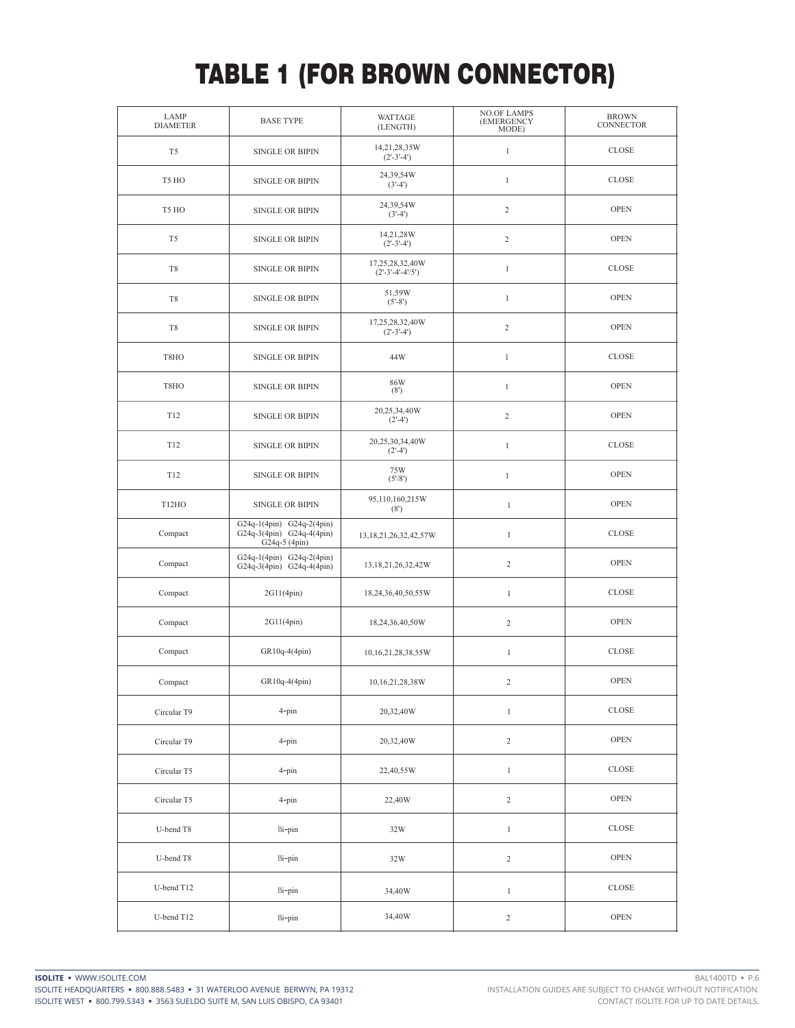# TABLE 1 (FOR BROWN CONNECTOR)

| LAMP DIAMETER | BASE TYPE | WATTAGE (LENGTH) | NO.OF LAMPS (EMERGENCY MODE) | BROWN CONNECTOR |
|---|---|---|---|---|
| T5 | SINGLE OR BIPIN | 14,21,28,35W (2'-3'-4') | 1 | CLOSE |
| T5 HO | SINGLE OR BIPIN | 24,39,54W (3'-4') | 1 | CLOSE |
| T5 HO | SINGLE OR BIPIN | 24,39,54W (3'-4') | 2 | OPEN |
| T5 | SINGLE OR BIPIN | 14,21,28W (2'-3'-4') | 2 | OPEN |
| T8 | SINGLE OR BIPIN | 17,25,28,32,40W (2'-3'-4'-4'/5') | 1 | CLOSE |
| T8 | SINGLE OR BIPIN | 51,59W (5'-8') | 1 | OPEN |
| T8 | SINGLE OR BIPIN | 17,25,28,32,40W (2'-3'-4') | 2 | OPEN |
| T8HO | SINGLE OR BIPIN | 44W | 1 | CLOSE |
| T8HO | SINGLE OR BIPIN | 86W (8') | 1 | OPEN |
| T12 | SINGLE OR BIPIN | 20,25,34,40W (2'-4') | 2 | OPEN |
| T12 | SINGLE OR BIPIN | 20,25,30,34,40W (2'-4') | 1 | CLOSE |
| T12 | SINGLE OR BIPIN | 75W (5'/8') | 1 | OPEN |
| T12HO | SINGLE OR BIPIN | 95,110,160,215W (8') | 1 | OPEN |
| Compact | G24q-1(4pin) G24q-2(4pin) G24q-3(4pin) G24q-4(4pin) G24q-5 (4pin) | 13,18,21,26,32,42,57W | 1 | CLOSE |
| Compact | G24q-1(4pin) G24q-2(4pin) G24q-3(4pin) G24q-4(4pin) | 13,18,21,26,32,42W | 2 | OPEN |
| Compact | 2G11(4pin) | 18,24,36,40,50,55W | 1 | CLOSE |
| Compact | 2G11(4pin) | 18,24,36,40,50W | 2 | OPEN |
| Compact | GR10q-4(4pin) | 10,16,21,28,38,55W | 1 | CLOSE |
| Compact | GR10q-4(4pin) | 10,16,21,28,38W | 2 | OPEN |
| Circular T9 | 4-pin | 20,32,40W | 1 | CLOSE |
| Circular T9 | 4-pin | 20,32,40W | 2 | OPEN |
| Circular T5 | 4-pin | 22,40,55W | 1 | CLOSE |
| Circular T5 | 4-pin | 22,40W | 2 | OPEN |
| U-bend T8 | Bi-pin | 32W | 1 | CLOSE |
| U-bend T8 | Bi-pin | 32W | 2 | OPEN |
| U-bend T12 | Bi-pin | 34,40W | 1 | CLOSE |
| U-bend T12 | Bi-pin | 34,40W | 2 | OPEN |

**ISOLITE** ▪ WWW.ISOLITE.COM
ISOLITE HEADQUARTERS ▪ 800.888.5483 ▪ 31 WATERLOO AVENUE BERWYN, PA 19312
ISOLITE WEST ▪ 800.799.5343 ▪ 3563 SUELDO SUITE M, SAN LUIS OBISPO, CA 93401

INSTALLATION GUIDES ARE SUBJECT TO CHANGE WITHOUT NOTIFICATION.
CONTACT ISOLITE FOR UP TO DATE DETAILS.